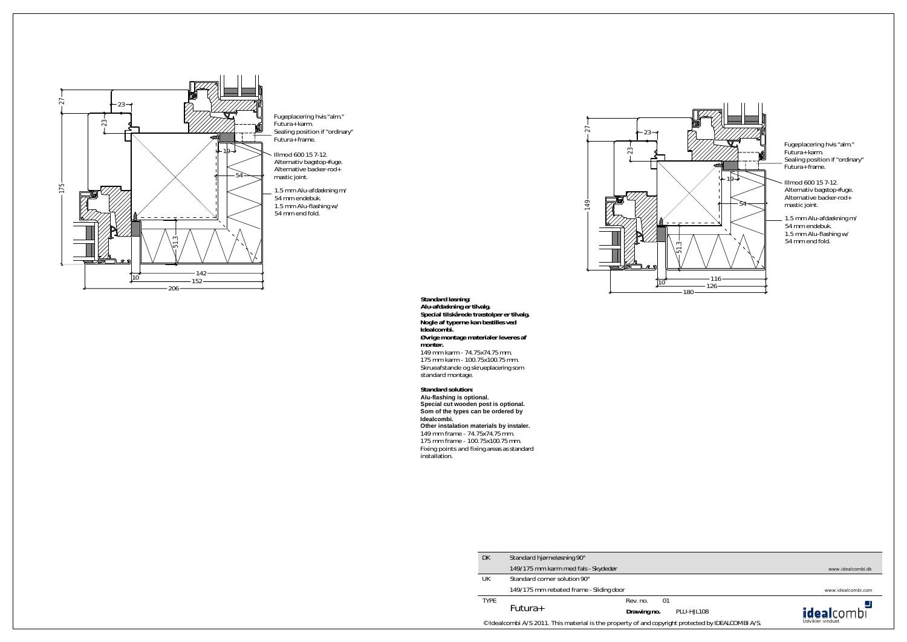Fugeplacering hvis "alm." Futura+karm.
Sealing position if "ordinary" Futura+frame.

Illmod 600 15 7-12.
Alternativ bagstop+fuge.
Alternative backer-rod+ mastic joint.

1.5 mm Alu-afdækning m/ 54 mm endebuk.
1.5 mm Alu-flashing w/ 54 mm end fold.

27, 23, 23, 175, 19, 54, 51.3, 10, 142, 152, 206

Fugeplacering hvis "alm." Futura+karm.
Sealing position if "ordinary" Futura+frame.

Illmod 600 15 7-12.
Alternativ bagstop+fuge.
Alternative backer-rod+ mastic joint.

1.5 mm Alu-afdækning m/ 54 mm endebuk.
1.5 mm Alu-flashing w/ 54 mm end fold.

27, 23, 23, 149, 19, 54, 51.3, 10, 116, 126, 180

**Standard løsning:**
**Alu-afdækning er tilvalg.**
**Special tilskårede træstolper er tilvalg.**
**Nogle af typerne kan bestilles ved Idealcombi.**
**Øvrige montage materialer leveres af montør.**
149 mm karm - 74.75x74.75 mm.
175 mm karm - 100.75x100.75 mm.
Skrueafstande og skrueplacering som standard montage.

**Standard solution:**
**Alu-flashing is optional.**
**Special cut wooden post is optional.**
**Som of the types can be ordered by Idealcombi.**
**Other instalation materials by instaler.**
149 mm frame - 74.75x74.75 mm.
175 mm frame - 100.75x100.75 mm.
Fixing points and fixing areas as standard installation.

| | | |
|---|---|---|
| DK | Standard hjørneløsning 90° | |
| | 149/175 mm karm med fals - Skydedør | www.idealcombi.dk |
| UK | Standard corner solution 90° | |
| | 149/175 mm rebated frame - Sliding door | www.idealcombi.com |
| TYPE | Futura+ | Rev. no. 01 / **Drawing no.** PLU-HJL108 |

idealcombi – Udvikler vinduet

© Idealcombi A/S 2011. This material is the property of and copyright protected by IDEALCOMBI A/S.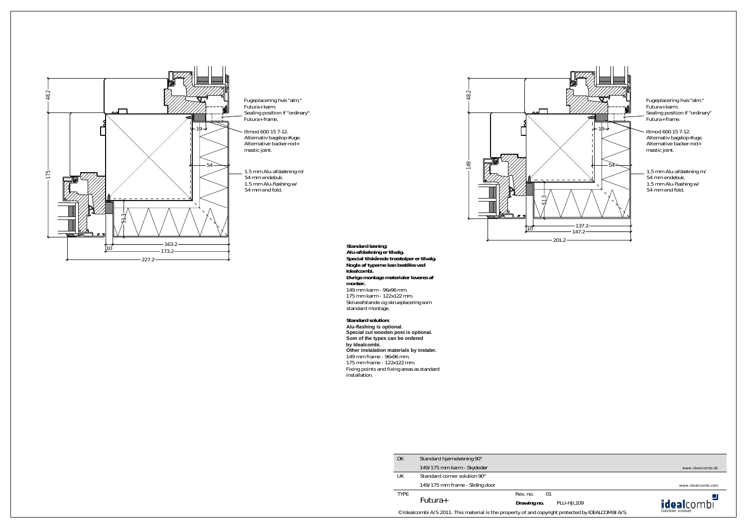Fugeplacering hvis "alm." Futura+karm.
Sealing position if "ordinary" Futura+frame.

Illmod 600 15 7-12.
Alternativ bagstop+fuge.
Alternative backer-rod+ mastic joint.

1.5 mm Alu-afdækning m/ 54 mm endebuk.
1.5 mm Alu-flashing w/ 54 mm end fold.

48.2
175
19
54
51.3
10
163.2
173.2
227.2

Fugeplacering hvis "alm." Futura+karm.
Sealing position if "ordinary" Futura+frame.

Illmod 600 15 7-12.
Alternativ bagstop+fuge.
Alternative backer-rod+ mastic joint.

1.5 mm Alu-afdækning m/ 54 mm endebuk.
1.5 mm Alu-flashing w/ 54 mm end fold.

48.2
149
19
54
51.3
10
137.2
147.2
201.2

**Standard løsning:**
**Alu-afdækning er tilvalg.**
**Special tilskårede træstolper er tilvalg.**
**Nogle af typerne kan bestilles ved Idealcombi.**
**Øvrige montage materialer leveres af montør.**
149 mm karm - 96x96 mm.
175 mm karm - 122x122 mm.
Skrueafstande og skrueplacering som standard montage.

**Standard solution:**
**Alu-flashing is optional.**
**Special cut wooden post is optional.**
**Som of the types can be ordered by Idealcombi.**
**Other instalation materials by instaler.**
149 mm frame - 96x96 mm.
175 mm frame - 122x122 mm.
Fixing points and fixing areas as standard installation.

| | | |
|---|---|---|
| DK | Standard hjørneløsning 90° | |
| | 149/175 mm karm - Skydedør | www.idealcombi.dk |
| UK | Standard corner solution 90° | |
| | 149/175 mm frame - Sliding door | www.idealcombi.com |
| TYPE | Futura+ | Rev. no. 01 |
| | | **Drawing no.** PLU-HJL109 |

idealcombi
Udvikler vinduet

© Idealcombi A/S 2011. This material is the property of and copyright protected by IDEALCOMBI A/S.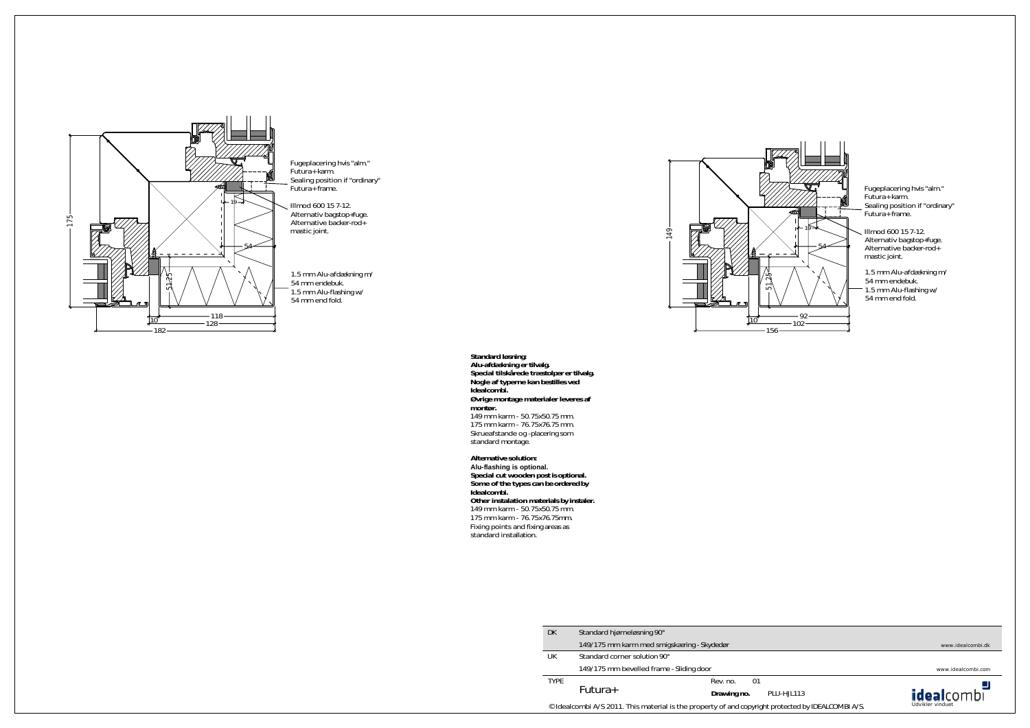Fugeplacering hvis "alm." Futura+karm.
Sealing position if "ordinary" Futura+frame.

Illmod 600 15 7-12.
Alternativ bagstop+fuge.
Alternative backer-rod+ mastic joint.

1.5 mm Alu-afdækning m/ 54 mm endebuk.
1.5 mm Alu-flashing w/ 54 mm end fold.

175
19
54
51.25
10
118
128
182

149
19
54
51.25
10
92
102
156

Fugeplacering hvis "alm." Futura+karm.
Sealing position if "ordinary" Futura+frame.

Illmod 600 15 7-12.
Alternativ bagstop+fuge.
Alternative backer-rod+ mastic joint.

1.5 mm Alu-afdækning m/ 54 mm endebuk.
1.5 mm Alu-flashing w/ 54 mm end fold.

**Standard løsning:**
**Alu-afdækning er tilvalg.**
**Special tilskårede træstolper er tilvalg.**
**Nogle af typerne kan bestilles ved Idealcombi.**
**Øvrige montage materialer leveres af montør.**
149 mm karm - 50.75x50.75 mm.
175 mm karm - 76.75x76.75 mm.
Skrueafstande og -placering som standard montage.

**Alternative solution:**
**Alu-flashing is optional.**
**Special cut wooden post is optional.**
**Some of the types can be ordered by Idealcombi.**
**Other instalation materials by instaler.**
149 mm karm - 50.75x50.75 mm.
175 mm karm - 76.75x76.75mm.
Fixing points and fixing areas as standard installation.

| | | |
|---|---|---|
| DK | Standard hjørneløsning 90° | |
| | 149/175 mm karm med smigskæring - Skydedør | www.idealcombi.dk |
| UK | Standard corner solution 90° | |
| | 149/175 mm bevelled frame - Sliding door | www.idealcombi.com |
| TYPE | Futura+ | Rev. no. 01 |
| | | **Drawing no.** PLU-HJL113 |

idealcombi
Udvikler vinduet

© Idealcombi A/S 2011. This material is the property of and copyright protected by IDEALCOMBI A/S.